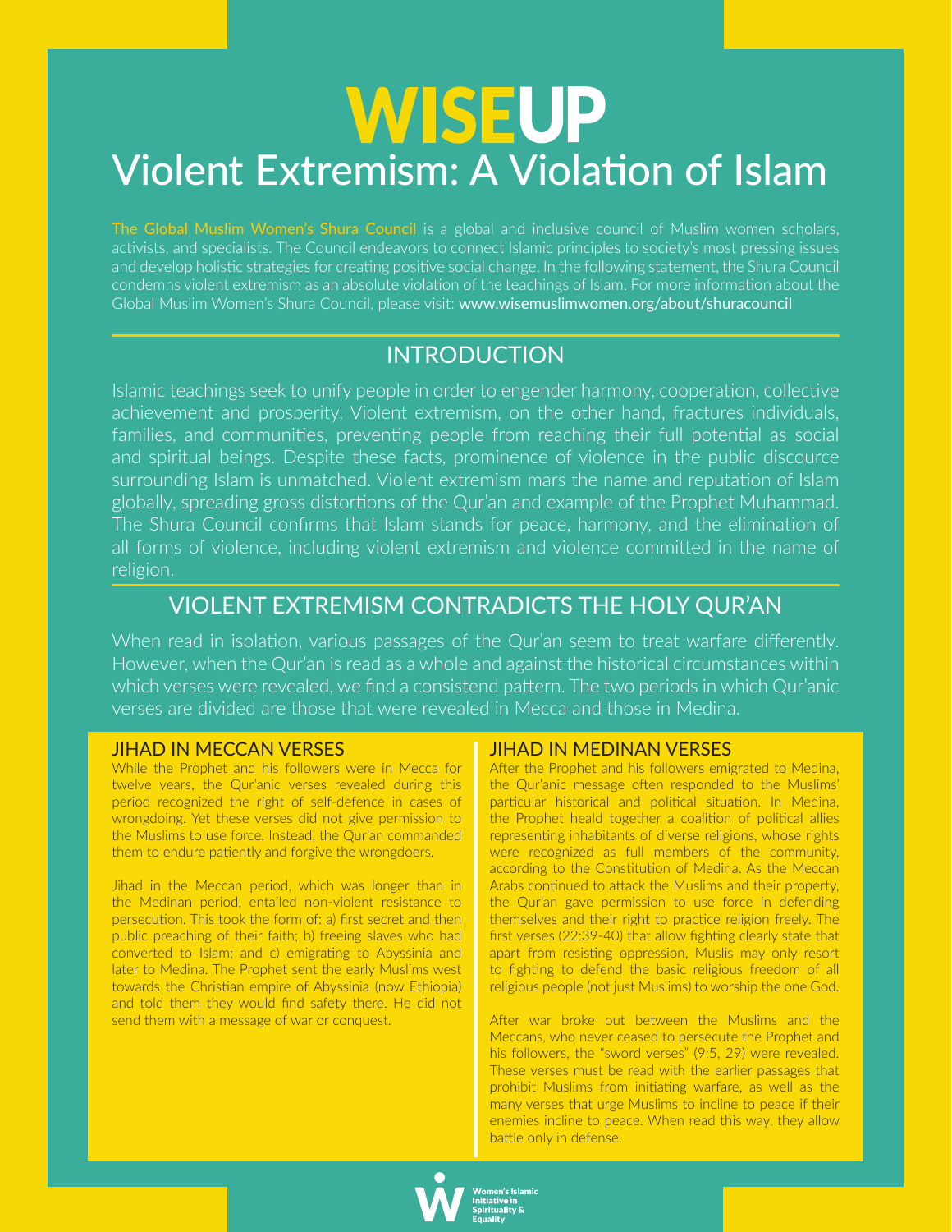# WISEUP

## Violent Extremism: A Violation of Islam

The Global Muslim Women's Shura Council is a global and inclusive council of Muslim women scholars, activists, and specialists. The Council endeavors to connect Islamic principles to society's most pressing issues and develop holistic strategies for creating positive social change. In the following statement, the Shura Council condemns violent extremism as an absolute violation of the teachings of Islam. For more information about the Global Muslim Women's Shura Council, please visit: www.wisemuslimwomen.org/about/shuracouncil

## INTRODUCTION

Islamic teachings seek to unify people in order to engender harmony, cooperation, collective achievement and prosperity. Violent extremism, on the other hand, fractures individuals, families, and communities, preventing people from reaching their full potential as social and spiritual beings. Despite these facts, prominence of violence in the public discource surrounding Islam is unmatched. Violent extremism mars the name and reputation of Islam globally, spreading gross distortions of the Qur'an and example of the Prophet Muhammad. The Shura Council confirms that Islam stands for peace, harmony, and the elimination of all forms of violence, including violent extremism and violence committed in the name of religion.

## VIOLENT EXTREMISM CONTRADICTS THE HOLY QUR'AN

When read in isolation, various passages of the Qur'an seem to treat warfare differently. However, when the Qur'an is read as a whole and against the historical circumstances within which verses were revealed, we find a consistend pattern. The two periods in which Qur'anic verses are divided are those that were revealed in Mecca and those in Medina.

### JIHAD IN MECCAN VERSES

While the Prophet and his followers were in Mecca for twelve years, the Qur'anic verses revealed during this period recognized the right of self-defence in cases of wrongdoing. Yet these verses did not give permission to the Muslims to use force. Instead, the Qur'an commanded them to endure patiently and forgive the wrongdoers.

Jihad in the Meccan period, which was longer than in the Medinan period, entailed non-violent resistance to persecution. This took the form of: a) first secret and then public preaching of their faith; b) freeing slaves who had converted to Islam; and c) emigrating to Abyssinia and later to Medina. The Prophet sent the early Muslims west towards the Christian empire of Abyssinia (now Ethiopia) and told them they would find safety there. He did not send them with a message of war or conquest.

### JIHAD IN MEDINAN VERSES

After the Prophet and his followers emigrated to Medina, the Qur'anic message often responded to the Muslims' particular historical and political situation. In Medina, the Prophet heald together a coalition of political allies representing inhabitants of diverse religions, whose rights were recognized as full members of the community, according to the Constitution of Medina. As the Meccan Arabs continued to attack the Muslims and their property, the Qur'an gave permission to use force in defending themselves and their right to practice religion freely. The first verses (22:39-40) that allow fighting clearly state that apart from resisting oppression, Muslis may only resort to fighting to defend the basic religious freedom of all religious people (not just Muslims) to worship the one God.

After war broke out between the Muslims and the Meccans, who never ceased to persecute the Prophet and his followers, the "sword verses" (9:5, 29) were revealed. These verses must be read with the earlier passages that prohibit Muslims from initiating warfare, as well as the many verses that urge Muslims to incline to peace if their enemies incline to peace. When read this way, they allow battle only in defense.

Women's Islamic Initiative in Spirituality & Equality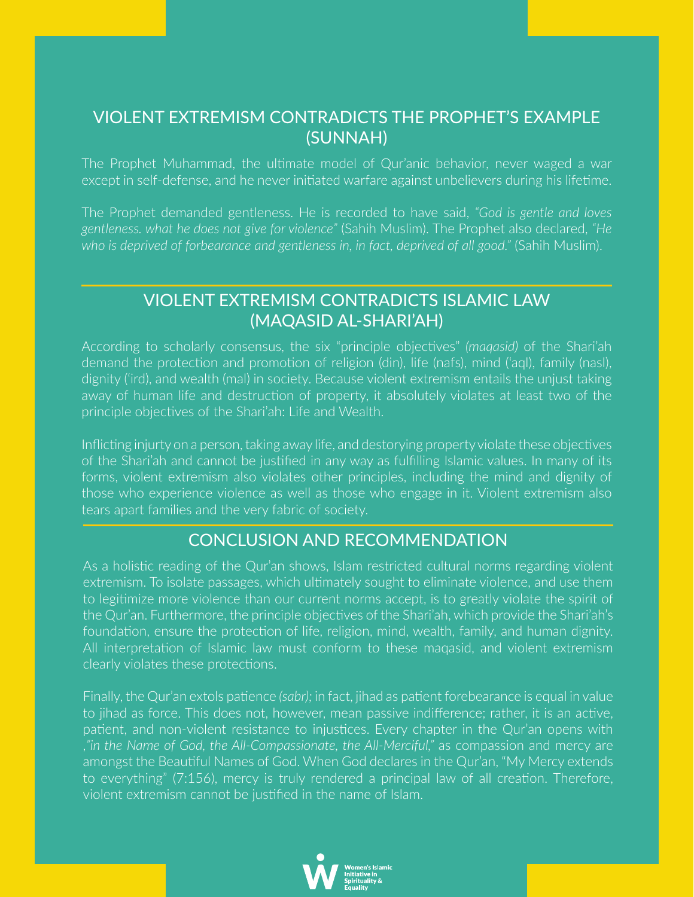## VIOLENT EXTREMISM CONTRADICTS THE PROPHET'S EXAMPLE (SUNNAH)

The Prophet Muhammad, the ultimate model of Qur'anic behavior, never waged a war except in self-defense, and he never initiated warfare against unbelievers during his lifetime.

The Prophet demanded gentleness. He is recorded to have said, *"God is gentle and loves gentleness. what he does not give for violence"* (Sahih Muslim). The Prophet also declared, *"He who is deprived of forbearance and gentleness in, in fact, deprived of all good."* (Sahih Muslim).

## VIOLENT EXTREMISM CONTRADICTS ISLAMIC LAW (MAQASID AL-SHARI'AH)

According to scholarly consensus, the six "principle objectives" *(maqasid)* of the Shari'ah demand the protection and promotion of religion (din), life (nafs), mind ('aql), family (nasl), dignity ('ird), and wealth (mal) in society. Because violent extremism entails the unjust taking away of human life and destruction of property, it absolutely violates at least two of the principle objectives of the Shari'ah: Life and Wealth.

Inflicting injurty on a person, taking away life, and destorying property violate these objectives of the Shari'ah and cannot be justified in any way as fulfilling Islamic values. In many of its forms, violent extremism also violates other principles, including the mind and dignity of those who experience violence as well as those who engage in it. Violent extremism also tears apart families and the very fabric of society.

## CONCLUSION AND RECOMMENDATION

As a holistic reading of the Qur'an shows, Islam restricted cultural norms regarding violent extremism. To isolate passages, which ultimately sought to eliminate violence, and use them to legitimize more violence than our current norms accept, is to greatly violate the spirit of the Qur'an. Furthermore, the principle objectives of the Shari'ah, which provide the Shari'ah's foundation, ensure the protection of life, religion, mind, wealth, family, and human dignity. All interpretation of Islamic law must conform to these maqasid, and violent extremism clearly violates these protections.

Finally, the Qur'an extols patience *(sabr);* in fact, jihad as patient forebearance is equal in value to jihad as force. This does not, however, mean passive indifference; rather, it is an active, patient, and non-violent resistance to injustices. Every chapter in the Qur'an opens with ,*"in the Name of God, the All-Compassionate, the All-Merciful,"* as compassion and mercy are amongst the Beautiful Names of God. When God declares in the Qur'an, "My Mercy extends to everything" (7:156), mercy is truly rendered a principal law of all creation. Therefore, violent extremism cannot be justified in the name of Islam.

Women's Islamic Initiative in Spirituality & Equality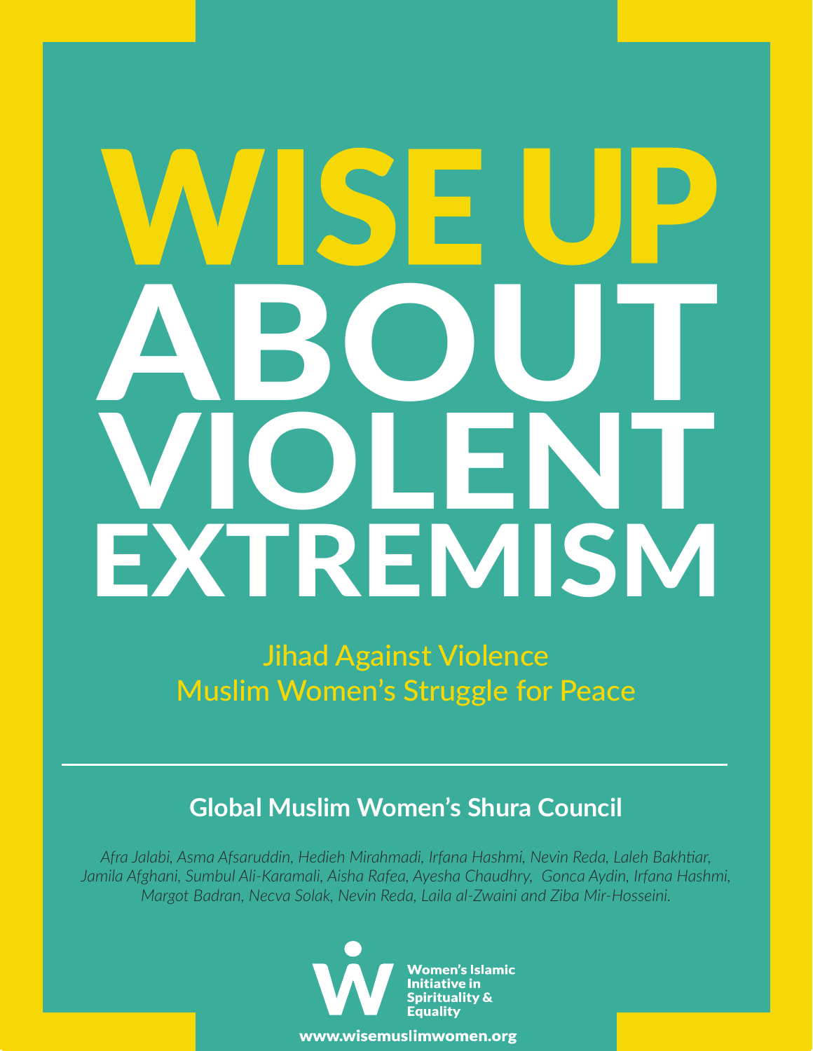# WISE UP ABOUT VIOLENT EXTREMISM

Jihad Against Violence
Muslim Women's Struggle for Peace

---

**Global Muslim Women's Shura Council**

*Afra Jalabi, Asma Afsaruddin, Hedieh Mirahmadi, Irfana Hashmi, Nevin Reda, Laleh Bakhtiar, Jamila Afghani, Sumbul Ali-Karamali, Aisha Rafea, Ayesha Chaudhry, Gonca Aydin, Irfana Hashmi, Margot Badran, Necva Solak, Nevin Reda, Laila al-Zwaini and Ziba Mir-Hosseini.*

**Women's Islamic Initiative in Spirituality & Equality**

www.wisemuslimwomen.org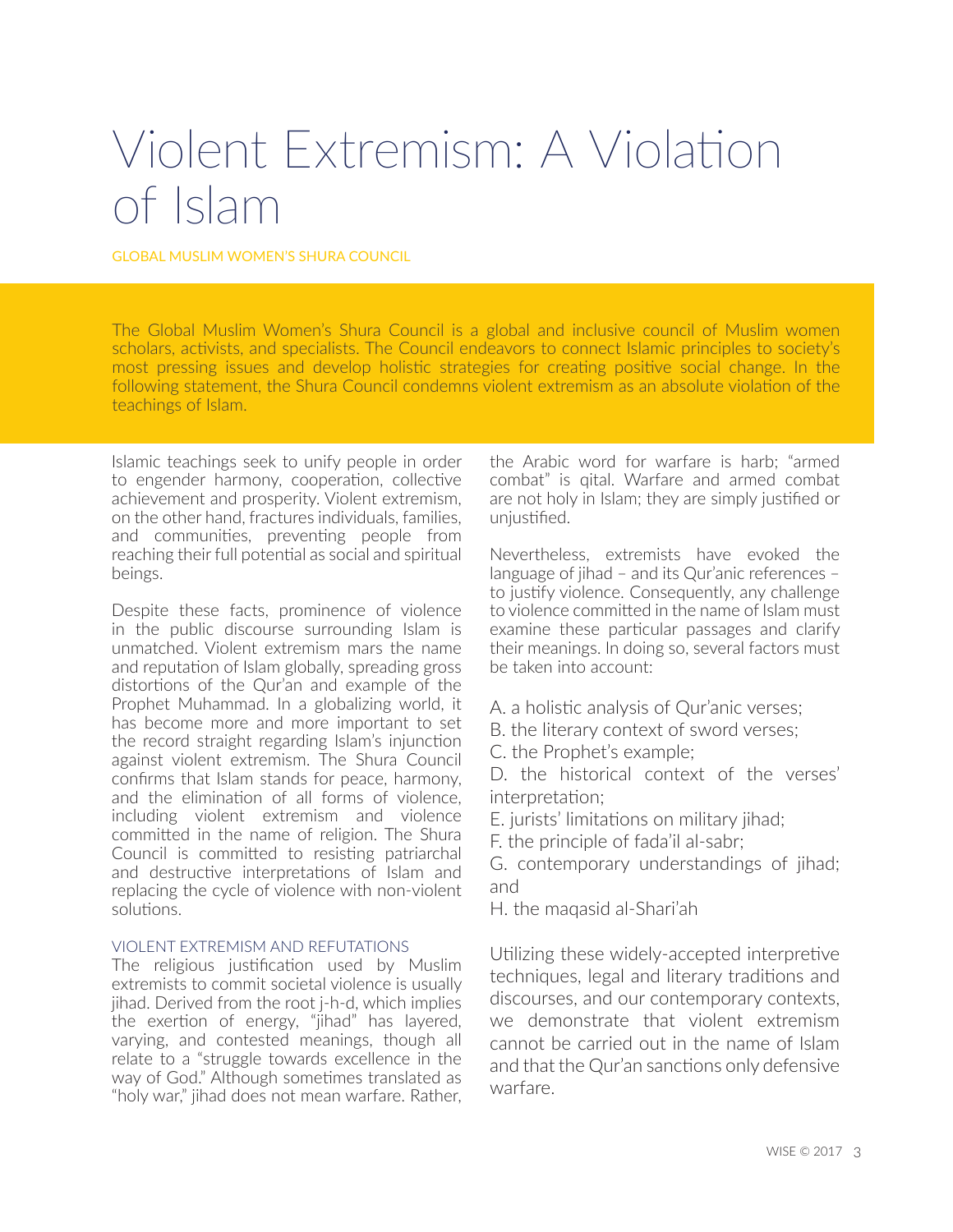# Violent Extremism: A Violation of Islam

GLOBAL MUSLIM WOMEN'S SHURA COUNCIL

The Global Muslim Women's Shura Council is a global and inclusive council of Muslim women scholars, activists, and specialists. The Council endeavors to connect Islamic principles to society's most pressing issues and develop holistic strategies for creating positive social change. In the following statement, the Shura Council condemns violent extremism as an absolute violation of the teachings of Islam.

Islamic teachings seek to unify people in order to engender harmony, cooperation, collective achievement and prosperity. Violent extremism, on the other hand, fractures individuals, families, and communities, preventing people from reaching their full potential as social and spiritual beings.

Despite these facts, prominence of violence in the public discourse surrounding Islam is unmatched. Violent extremism mars the name and reputation of Islam globally, spreading gross distortions of the Qur'an and example of the Prophet Muhammad. In a globalizing world, it has become more and more important to set the record straight regarding Islam's injunction against violent extremism. The Shura Council confirms that Islam stands for peace, harmony, and the elimination of all forms of violence, including violent extremism and violence committed in the name of religion. The Shura Council is committed to resisting patriarchal and destructive interpretations of Islam and replacing the cycle of violence with non-violent solutions.

## VIOLENT EXTREMISM AND REFUTATIONS

The religious justification used by Muslim extremists to commit societal violence is usually jihad. Derived from the root j-h-d, which implies the exertion of energy, "jihad" has layered, varying, and contested meanings, though all relate to a "struggle towards excellence in the way of God." Although sometimes translated as "holy war," jihad does not mean warfare. Rather, the Arabic word for warfare is harb; "armed combat" is qital. Warfare and armed combat are not holy in Islam; they are simply justified or unjustified.

Nevertheless, extremists have evoked the language of jihad – and its Qur'anic references – to justify violence. Consequently, any challenge to violence committed in the name of Islam must examine these particular passages and clarify their meanings. In doing so, several factors must be taken into account:

A. a holistic analysis of Qur'anic verses;
B. the literary context of sword verses;
C. the Prophet's example;
D. the historical context of the verses' interpretation;
E. jurists' limitations on military jihad;
F. the principle of fada'il al-sabr;
G. contemporary understandings of jihad; and
H. the maqasid al-Shari'ah

Utilizing these widely-accepted interpretive techniques, legal and literary traditions and discourses, and our contemporary contexts, we demonstrate that violent extremism cannot be carried out in the name of Islam and that the Qur'an sanctions only defensive warfare.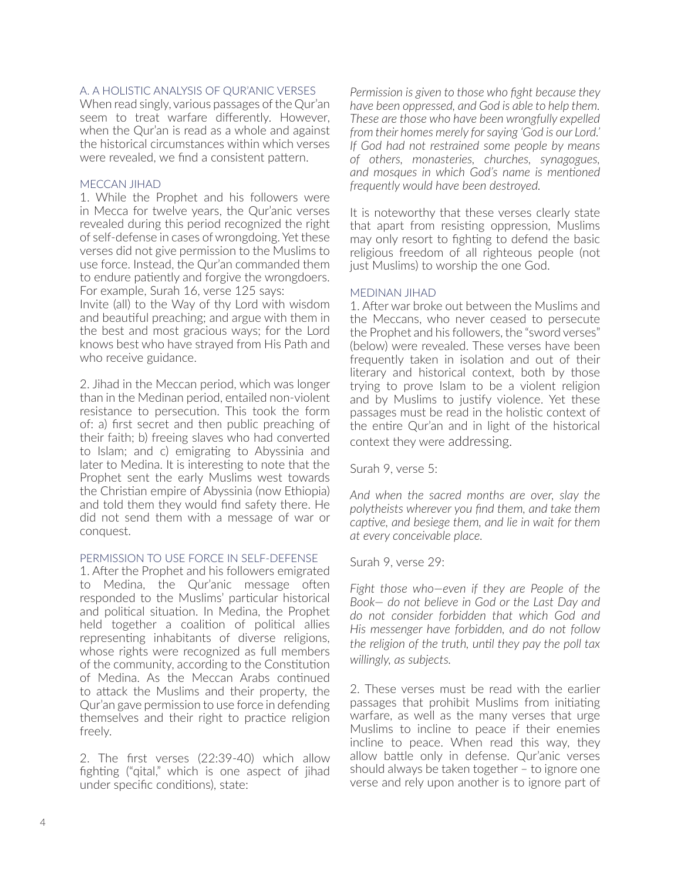## A. A HOLISTIC ANALYSIS OF QUR'ANIC VERSES

When read singly, various passages of the Qur'an seem to treat warfare differently. However, when the Qur'an is read as a whole and against the historical circumstances within which verses were revealed, we find a consistent pattern.

### MECCAN JIHAD

1. While the Prophet and his followers were in Mecca for twelve years, the Qur'anic verses revealed during this period recognized the right of self-defense in cases of wrongdoing. Yet these verses did not give permission to the Muslims to use force. Instead, the Qur'an commanded them to endure patiently and forgive the wrongdoers. For example, Surah 16, verse 125 says:

Invite (all) to the Way of thy Lord with wisdom and beautiful preaching; and argue with them in the best and most gracious ways; for the Lord knows best who have strayed from His Path and who receive guidance.

2. Jihad in the Meccan period, which was longer than in the Medinan period, entailed non-violent resistance to persecution. This took the form of: a) first secret and then public preaching of their faith; b) freeing slaves who had converted to Islam; and c) emigrating to Abyssinia and later to Medina. It is interesting to note that the Prophet sent the early Muslims west towards the Christian empire of Abyssinia (now Ethiopia) and told them they would find safety there. He did not send them with a message of war or conquest.

### PERMISSION TO USE FORCE IN SELF-DEFENSE

1. After the Prophet and his followers emigrated to Medina, the Qur'anic message often responded to the Muslims' particular historical and political situation. In Medina, the Prophet held together a coalition of political allies representing inhabitants of diverse religions, whose rights were recognized as full members of the community, according to the Constitution of Medina. As the Meccan Arabs continued to attack the Muslims and their property, the Qur'an gave permission to use force in defending themselves and their right to practice religion freely.

2. The first verses (22:39-40) which allow fighting ("qital," which is one aspect of jihad under specific conditions), state:

*Permission is given to those who fight because they have been oppressed, and God is able to help them. These are those who have been wrongfully expelled from their homes merely for saying 'God is our Lord.' If God had not restrained some people by means of others, monasteries, churches, synagogues, and mosques in which God's name is mentioned frequently would have been destroyed.*

It is noteworthy that these verses clearly state that apart from resisting oppression, Muslims may only resort to fighting to defend the basic religious freedom of all righteous people (not just Muslims) to worship the one God.

### MEDINAN JIHAD

1. After war broke out between the Muslims and the Meccans, who never ceased to persecute the Prophet and his followers, the "sword verses" (below) were revealed. These verses have been frequently taken in isolation and out of their literary and historical context, both by those trying to prove Islam to be a violent religion and by Muslims to justify violence. Yet these passages must be read in the holistic context of the entire Qur'an and in light of the historical context they were addressing.

Surah 9, verse 5:

*And when the sacred months are over, slay the polytheists wherever you find them, and take them captive, and besiege them, and lie in wait for them at every conceivable place.*

Surah 9, verse 29:

*Fight those who—even if they are People of the Book— do not believe in God or the Last Day and do not consider forbidden that which God and His messenger have forbidden, and do not follow the religion of the truth, until they pay the poll tax willingly, as subjects.*

2. These verses must be read with the earlier passages that prohibit Muslims from initiating warfare, as well as the many verses that urge Muslims to incline to peace if their enemies incline to peace. When read this way, they allow battle only in defense. Qur'anic verses should always be taken together – to ignore one verse and rely upon another is to ignore part of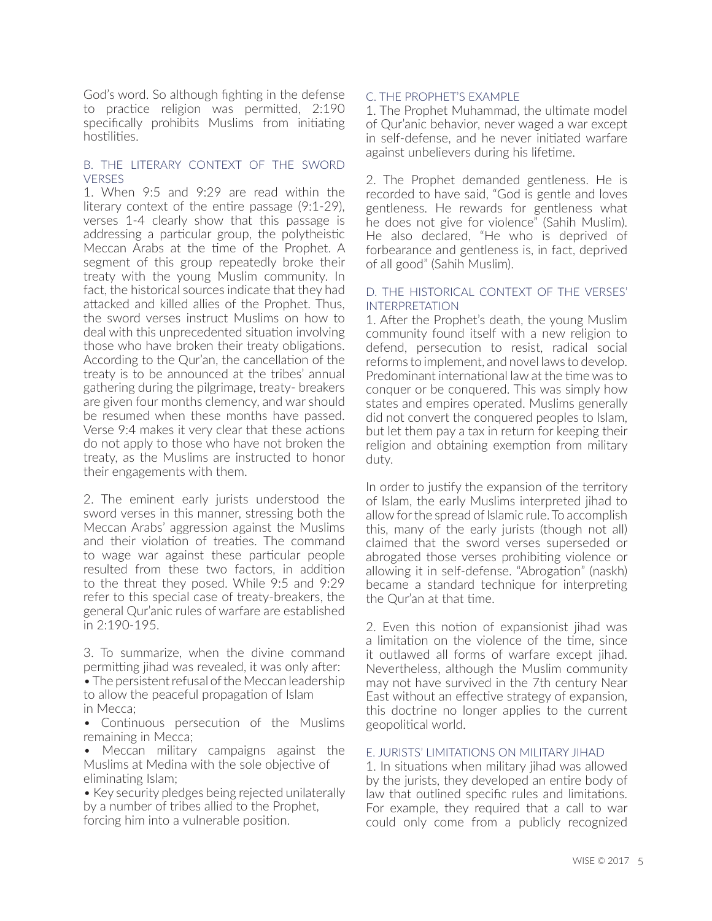God's word. So although fighting in the defense to practice religion was permitted, 2:190 specifically prohibits Muslims from initiating hostilities.

### B. THE LITERARY CONTEXT OF THE SWORD VERSES

1. When 9:5 and 9:29 are read within the literary context of the entire passage (9:1-29), verses 1-4 clearly show that this passage is addressing a particular group, the polytheistic Meccan Arabs at the time of the Prophet. A segment of this group repeatedly broke their treaty with the young Muslim community. In fact, the historical sources indicate that they had attacked and killed allies of the Prophet. Thus, the sword verses instruct Muslims on how to deal with this unprecedented situation involving those who have broken their treaty obligations. According to the Qur'an, the cancellation of the treaty is to be announced at the tribes' annual gathering during the pilgrimage, treaty- breakers are given four months clemency, and war should be resumed when these months have passed. Verse 9:4 makes it very clear that these actions do not apply to those who have not broken the treaty, as the Muslims are instructed to honor their engagements with them.

2. The eminent early jurists understood the sword verses in this manner, stressing both the Meccan Arabs' aggression against the Muslims and their violation of treaties. The command to wage war against these particular people resulted from these two factors, in addition to the threat they posed. While 9:5 and 9:29 refer to this special case of treaty-breakers, the general Qur'anic rules of warfare are established in 2:190-195.

3. To summarize, when the divine command permitting jihad was revealed, it was only after:

- The persistent refusal of the Meccan leadership to allow the peaceful propagation of Islam in Mecca;
- Continuous persecution of the Muslims remaining in Mecca;
- Meccan military campaigns against the Muslims at Medina with the sole objective of eliminating Islam;
- Key security pledges being rejected unilaterally by a number of tribes allied to the Prophet, forcing him into a vulnerable position.

### C. THE PROPHET'S EXAMPLE

1. The Prophet Muhammad, the ultimate model of Qur'anic behavior, never waged a war except in self-defense, and he never initiated warfare against unbelievers during his lifetime.

2. The Prophet demanded gentleness. He is recorded to have said, "God is gentle and loves gentleness. He rewards for gentleness what he does not give for violence" (Sahih Muslim). He also declared, "He who is deprived of forbearance and gentleness is, in fact, deprived of all good" (Sahih Muslim).

### D. THE HISTORICAL CONTEXT OF THE VERSES' INTERPRETATION

1. After the Prophet's death, the young Muslim community found itself with a new religion to defend, persecution to resist, radical social reforms to implement, and novel laws to develop. Predominant international law at the time was to conquer or be conquered. This was simply how states and empires operated. Muslims generally did not convert the conquered peoples to Islam, but let them pay a tax in return for keeping their religion and obtaining exemption from military duty.

In order to justify the expansion of the territory of Islam, the early Muslims interpreted jihad to allow for the spread of Islamic rule. To accomplish this, many of the early jurists (though not all) claimed that the sword verses superseded or abrogated those verses prohibiting violence or allowing it in self-defense. "Abrogation" (naskh) became a standard technique for interpreting the Qur'an at that time.

2. Even this notion of expansionist jihad was a limitation on the violence of the time, since it outlawed all forms of warfare except jihad. Nevertheless, although the Muslim community may not have survived in the 7th century Near East without an effective strategy of expansion, this doctrine no longer applies to the current geopolitical world.

### E. JURISTS' LIMITATIONS ON MILITARY JIHAD

1. In situations when military jihad was allowed by the jurists, they developed an entire body of law that outlined specific rules and limitations. For example, they required that a call to war could only come from a publicly recognized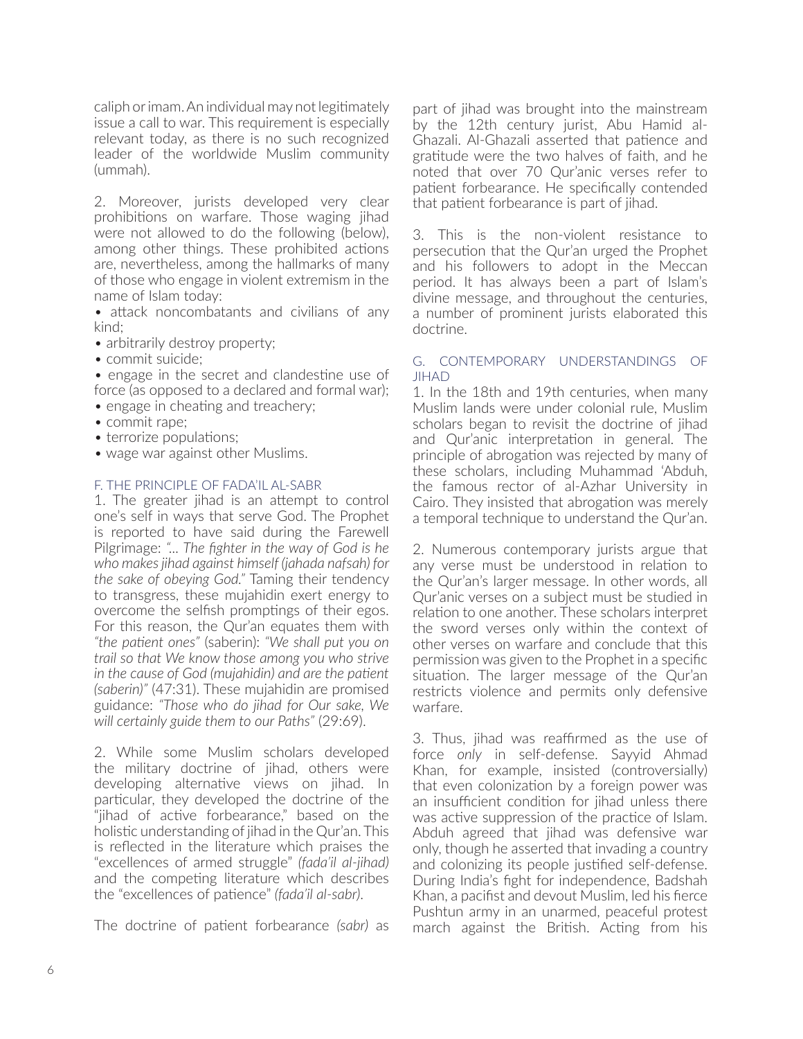caliph or imam. An individual may not legitimately issue a call to war. This requirement is especially relevant today, as there is no such recognized leader of the worldwide Muslim community (ummah).

2. Moreover, jurists developed very clear prohibitions on warfare. Those waging jihad were not allowed to do the following (below), among other things. These prohibited actions are, nevertheless, among the hallmarks of many of those who engage in violent extremism in the name of Islam today:

- attack noncombatants and civilians of any kind;
- arbitrarily destroy property;
- commit suicide;
- engage in the secret and clandestine use of force (as opposed to a declared and formal war);
- engage in cheating and treachery;
- commit rape;
- terrorize populations;
- wage war against other Muslims.

### F. THE PRINCIPLE OF FADA'IL AL-SABR

1. The greater jihad is an attempt to control one's self in ways that serve God. The Prophet is reported to have said during the Farewell Pilgrimage: *"... The fighter in the way of God is he who makes jihad against himself (jahada nafsah) for the sake of obeying God."* Taming their tendency to transgress, these mujahidin exert energy to overcome the selfish promptings of their egos. For this reason, the Qur'an equates them with *"the patient ones"* (saberin): *"We shall put you on trail so that We know those among you who strive in the cause of God (mujahidin) and are the patient (saberin)"* (47:31). These mujahidin are promised guidance: *"Those who do jihad for Our sake, We will certainly guide them to our Paths"* (29:69).

2. While some Muslim scholars developed the military doctrine of jihad, others were developing alternative views on jihad. In particular, they developed the doctrine of the "jihad of active forbearance," based on the holistic understanding of jihad in the Qur'an. This is reflected in the literature which praises the "excellences of armed struggle" *(fada'il al-jihad)* and the competing literature which describes the "excellences of patience" *(fada'il al-sabr)*.

The doctrine of patient forbearance *(sabr)* as part of jihad was brought into the mainstream by the 12th century jurist, Abu Hamid al-Ghazali. Al-Ghazali asserted that patience and gratitude were the two halves of faith, and he noted that over 70 Qur'anic verses refer to patient forbearance. He specifically contended that patient forbearance is part of jihad.

3. This is the non-violent resistance to persecution that the Qur'an urged the Prophet and his followers to adopt in the Meccan period. It has always been a part of Islam's divine message, and throughout the centuries, a number of prominent jurists elaborated this doctrine.

### G. CONTEMPORARY UNDERSTANDINGS OF JIHAD

1. In the 18th and 19th centuries, when many Muslim lands were under colonial rule, Muslim scholars began to revisit the doctrine of jihad and Qur'anic interpretation in general. The principle of abrogation was rejected by many of these scholars, including Muhammad 'Abduh, the famous rector of al-Azhar University in Cairo. They insisted that abrogation was merely a temporal technique to understand the Qur'an.

2. Numerous contemporary jurists argue that any verse must be understood in relation to the Qur'an's larger message. In other words, all Qur'anic verses on a subject must be studied in relation to one another. These scholars interpret the sword verses only within the context of other verses on warfare and conclude that this permission was given to the Prophet in a specific situation. The larger message of the Qur'an restricts violence and permits only defensive warfare.

3. Thus, jihad was reaffirmed as the use of force *only* in self-defense. Sayyid Ahmad Khan, for example, insisted (controversially) that even colonization by a foreign power was an insufficient condition for jihad unless there was active suppression of the practice of Islam. Abduh agreed that jihad was defensive war only, though he asserted that invading a country and colonizing its people justified self-defense. During India's fight for independence, Badshah Khan, a pacifist and devout Muslim, led his fierce Pushtun army in an unarmed, peaceful protest march against the British. Acting from his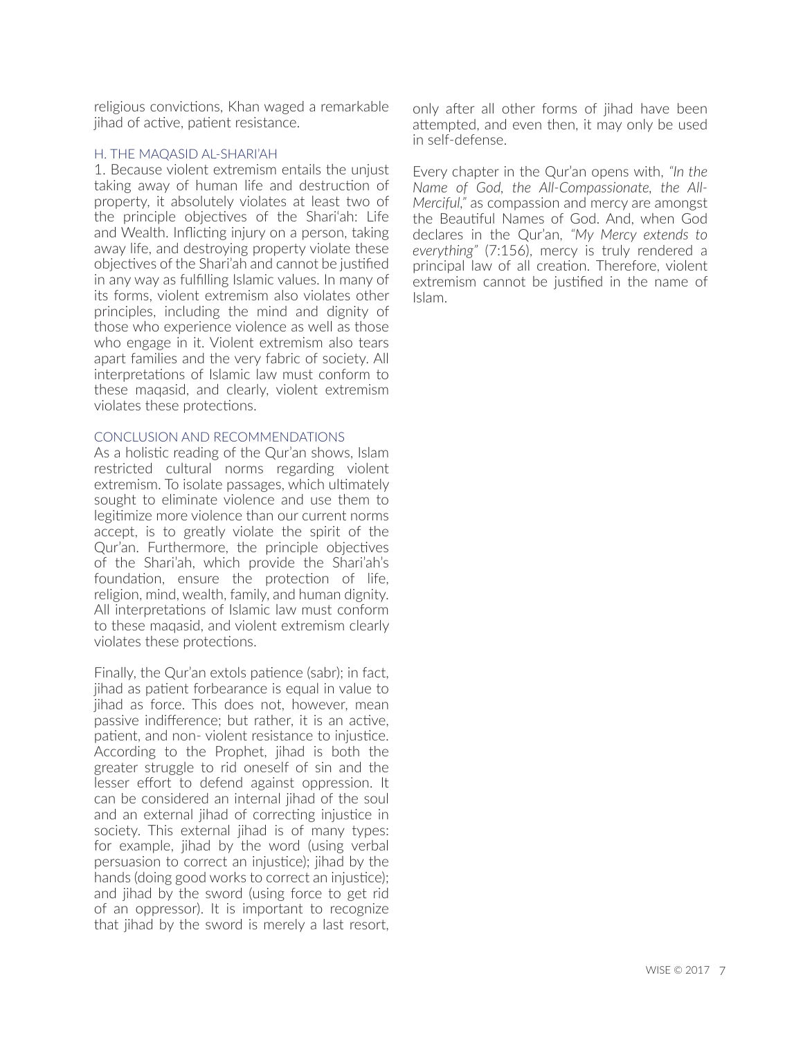religious convictions, Khan waged a remarkable jihad of active, patient resistance.

### H. THE MAQASID AL-SHARI'AH

1. Because violent extremism entails the unjust taking away of human life and destruction of property, it absolutely violates at least two of the principle objectives of the Shari'ah: Life and Wealth. Inflicting injury on a person, taking away life, and destroying property violate these objectives of the Shari'ah and cannot be justified in any way as fulfilling Islamic values. In many of its forms, violent extremism also violates other principles, including the mind and dignity of those who experience violence as well as those who engage in it. Violent extremism also tears apart families and the very fabric of society. All interpretations of Islamic law must conform to these maqasid, and clearly, violent extremism violates these protections.

## CONCLUSION AND RECOMMENDATIONS

As a holistic reading of the Qur'an shows, Islam restricted cultural norms regarding violent extremism. To isolate passages, which ultimately sought to eliminate violence and use them to legitimize more violence than our current norms accept, is to greatly violate the spirit of the Qur'an. Furthermore, the principle objectives of the Shari'ah, which provide the Shari'ah's foundation, ensure the protection of life, religion, mind, wealth, family, and human dignity. All interpretations of Islamic law must conform to these maqasid, and violent extremism clearly violates these protections.

Finally, the Qur'an extols patience (sabr); in fact, jihad as patient forbearance is equal in value to jihad as force. This does not, however, mean passive indifference; but rather, it is an active, patient, and non- violent resistance to injustice. According to the Prophet, jihad is both the greater struggle to rid oneself of sin and the lesser effort to defend against oppression. It can be considered an internal jihad of the soul and an external jihad of correcting injustice in society. This external jihad is of many types: for example, jihad by the word (using verbal persuasion to correct an injustice); jihad by the hands (doing good works to correct an injustice); and jihad by the sword (using force to get rid of an oppressor). It is important to recognize that jihad by the sword is merely a last resort, only after all other forms of jihad have been attempted, and even then, it may only be used in self-defense.

Every chapter in the Qur'an opens with, *"In the Name of God, the All-Compassionate, the All-Merciful,"* as compassion and mercy are amongst the Beautiful Names of God. And, when God declares in the Qur'an, *"My Mercy extends to everything"* (7:156), mercy is truly rendered a principal law of all creation. Therefore, violent extremism cannot be justified in the name of Islam.